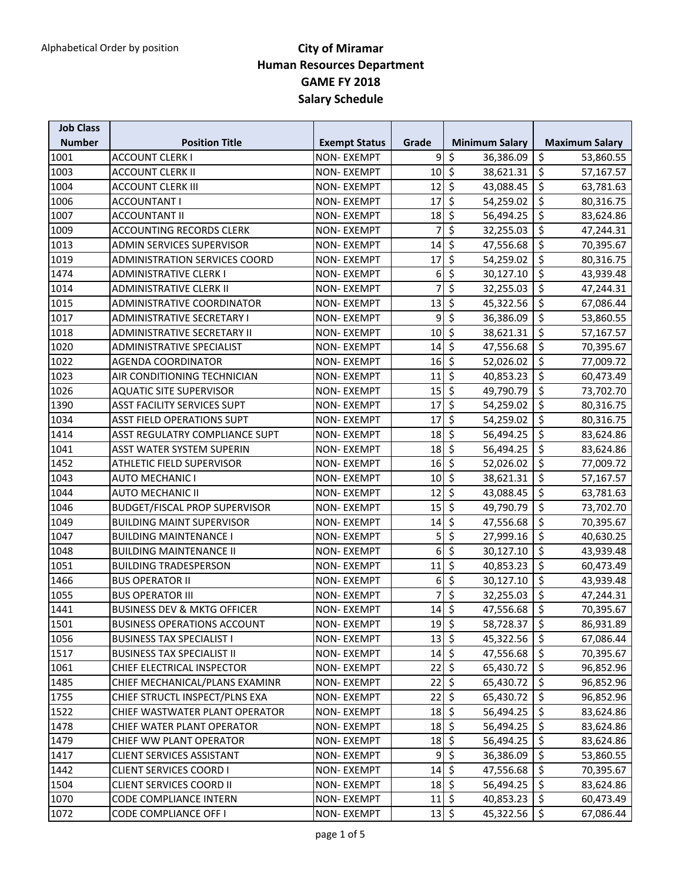Alphabetical Order by position

# City of Miramar
## Human Resources Department
## GAME FY 2018
## Salary Schedule

| Job Class Number | Position Title | Exempt Status | Grade | Minimum Salary | Maximum Salary |
|---|---|---|---|---|---|
| 1001 | ACCOUNT CLERK I | NON- EXEMPT | 9 | $ 36,386.09 | $ 53,860.55 |
| 1003 | ACCOUNT CLERK II | NON- EXEMPT | 10 | $ 38,621.31 | $ 57,167.57 |
| 1004 | ACCOUNT CLERK III | NON- EXEMPT | 12 | $ 43,088.45 | $ 63,781.63 |
| 1006 | ACCOUNTANT I | NON- EXEMPT | 17 | $ 54,259.02 | $ 80,316.75 |
| 1007 | ACCOUNTANT II | NON- EXEMPT | 18 | $ 56,494.25 | $ 83,624.86 |
| 1009 | ACCOUNTING RECORDS CLERK | NON- EXEMPT | 7 | $ 32,255.03 | $ 47,244.31 |
| 1013 | ADMIN SERVICES SUPERVISOR | NON- EXEMPT | 14 | $ 47,556.68 | $ 70,395.67 |
| 1019 | ADMINISTRATION SERVICES COORD | NON- EXEMPT | 17 | $ 54,259.02 | $ 80,316.75 |
| 1474 | ADMINISTRATIVE CLERK I | NON- EXEMPT | 6 | $ 30,127.10 | $ 43,939.48 |
| 1014 | ADMINISTRATIVE CLERK II | NON- EXEMPT | 7 | $ 32,255.03 | $ 47,244.31 |
| 1015 | ADMINISTRATIVE COORDINATOR | NON- EXEMPT | 13 | $ 45,322.56 | $ 67,086.44 |
| 1017 | ADMINISTRATIVE SECRETARY I | NON- EXEMPT | 9 | $ 36,386.09 | $ 53,860.55 |
| 1018 | ADMINISTRATIVE SECRETARY II | NON- EXEMPT | 10 | $ 38,621.31 | $ 57,167.57 |
| 1020 | ADMINISTRATIVE SPECIALIST | NON- EXEMPT | 14 | $ 47,556.68 | $ 70,395.67 |
| 1022 | AGENDA COORDINATOR | NON- EXEMPT | 16 | $ 52,026.02 | $ 77,009.72 |
| 1023 | AIR CONDITIONING TECHNICIAN | NON- EXEMPT | 11 | $ 40,853.23 | $ 60,473.49 |
| 1026 | AQUATIC SITE SUPERVISOR | NON- EXEMPT | 15 | $ 49,790.79 | $ 73,702.70 |
| 1390 | ASST FACILITY SERVICES SUPT | NON- EXEMPT | 17 | $ 54,259.02 | $ 80,316.75 |
| 1034 | ASST FIELD OPERATIONS SUPT | NON- EXEMPT | 17 | $ 54,259.02 | $ 80,316.75 |
| 1414 | ASST REGULATRY COMPLIANCE SUPT | NON- EXEMPT | 18 | $ 56,494.25 | $ 83,624.86 |
| 1041 | ASST WATER SYSTEM SUPERIN | NON- EXEMPT | 18 | $ 56,494.25 | $ 83,624.86 |
| 1452 | ATHLETIC FIELD SUPERVISOR | NON- EXEMPT | 16 | $ 52,026.02 | $ 77,009.72 |
| 1043 | AUTO MECHANIC I | NON- EXEMPT | 10 | $ 38,621.31 | $ 57,167.57 |
| 1044 | AUTO MECHANIC II | NON- EXEMPT | 12 | $ 43,088.45 | $ 63,781.63 |
| 1046 | BUDGET/FISCAL PROP SUPERVISOR | NON- EXEMPT | 15 | $ 49,790.79 | $ 73,702.70 |
| 1049 | BUILDING MAINT SUPERVISOR | NON- EXEMPT | 14 | $ 47,556.68 | $ 70,395.67 |
| 1047 | BUILDING MAINTENANCE I | NON- EXEMPT | 5 | $ 27,999.16 | $ 40,630.25 |
| 1048 | BUILDING MAINTENANCE II | NON- EXEMPT | 6 | $ 30,127.10 | $ 43,939.48 |
| 1051 | BUILDING TRADESPERSON | NON- EXEMPT | 11 | $ 40,853.23 | $ 60,473.49 |
| 1466 | BUS OPERATOR II | NON- EXEMPT | 6 | $ 30,127.10 | $ 43,939.48 |
| 1055 | BUS OPERATOR III | NON- EXEMPT | 7 | $ 32,255.03 | $ 47,244.31 |
| 1441 | BUSINESS DEV & MKTG OFFICER | NON- EXEMPT | 14 | $ 47,556.68 | $ 70,395.67 |
| 1501 | BUSINESS OPERATIONS ACCOUNT | NON- EXEMPT | 19 | $ 58,728.37 | $ 86,931.89 |
| 1056 | BUSINESS TAX SPECIALIST I | NON- EXEMPT | 13 | $ 45,322.56 | $ 67,086.44 |
| 1517 | BUSINESS TAX SPECIALIST II | NON- EXEMPT | 14 | $ 47,556.68 | $ 70,395.67 |
| 1061 | CHIEF ELECTRICAL INSPECTOR | NON- EXEMPT | 22 | $ 65,430.72 | $ 96,852.96 |
| 1485 | CHIEF MECHANICAL/PLANS EXAMINR | NON- EXEMPT | 22 | $ 65,430.72 | $ 96,852.96 |
| 1755 | CHIEF STRUCTL INSPECT/PLNS EXA | NON- EXEMPT | 22 | $ 65,430.72 | $ 96,852.96 |
| 1522 | CHIEF WASTWATER PLANT OPERATOR | NON- EXEMPT | 18 | $ 56,494.25 | $ 83,624.86 |
| 1478 | CHIEF WATER PLANT OPERATOR | NON- EXEMPT | 18 | $ 56,494.25 | $ 83,624.86 |
| 1479 | CHIEF WW PLANT OPERATOR | NON- EXEMPT | 18 | $ 56,494.25 | $ 83,624.86 |
| 1417 | CLIENT SERVICES ASSISTANT | NON- EXEMPT | 9 | $ 36,386.09 | $ 53,860.55 |
| 1442 | CLIENT SERVICES COORD I | NON- EXEMPT | 14 | $ 47,556.68 | $ 70,395.67 |
| 1504 | CLIENT SERVICES COORD II | NON- EXEMPT | 18 | $ 56,494.25 | $ 83,624.86 |
| 1070 | CODE COMPLIANCE INTERN | NON- EXEMPT | 11 | $ 40,853.23 | $ 60,473.49 |
| 1072 | CODE COMPLIANCE OFF I | NON- EXEMPT | 13 | $ 45,322.56 | $ 67,086.44 |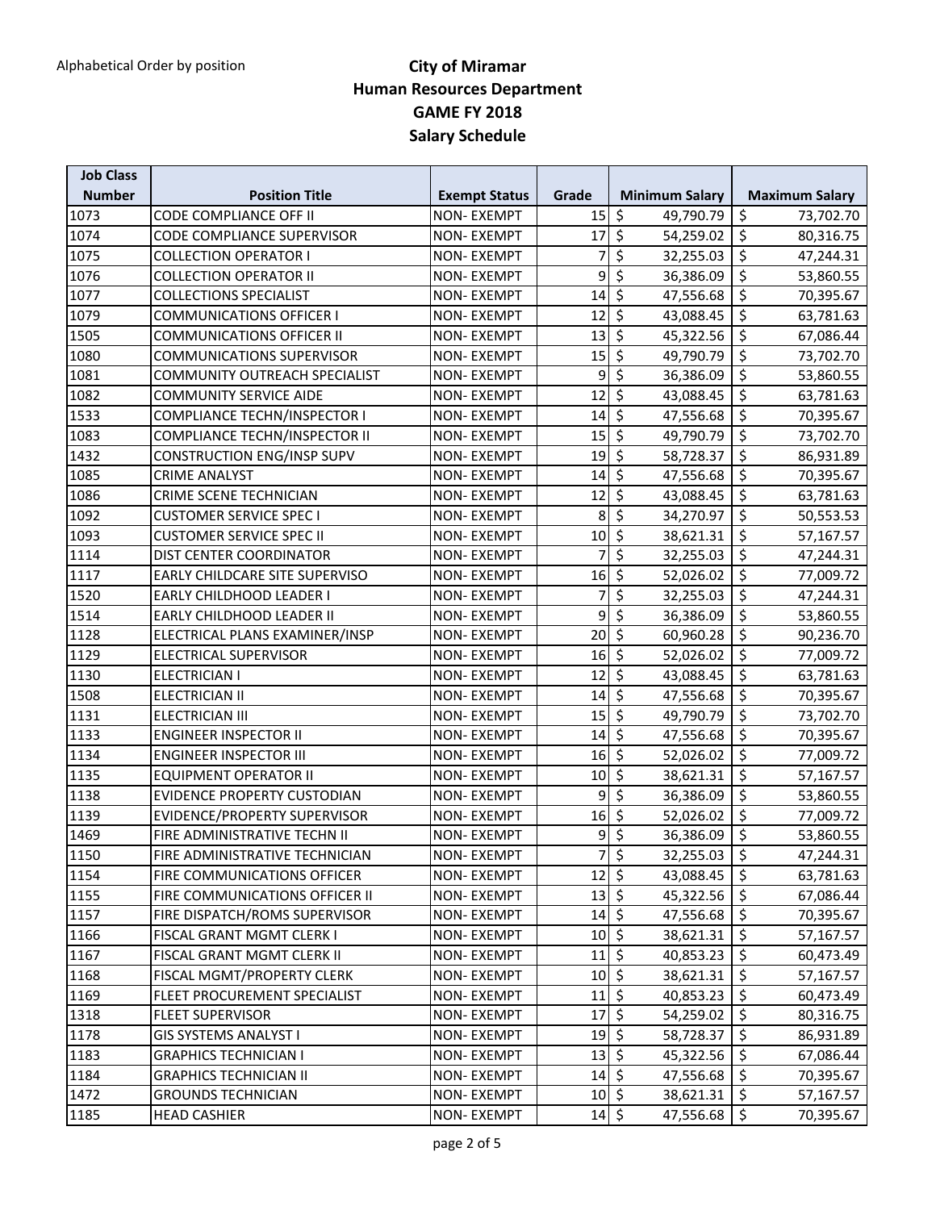Alphabetical Order by position

# City of Miramar
## Human Resources Department
## GAME FY 2018
## Salary Schedule

| Job Class Number | Position Title | Exempt Status | Grade | Minimum Salary | Maximum Salary |
|---|---|---|---|---|---|
| 1073 | CODE COMPLIANCE OFF II | NON- EXEMPT | 15 | $ 49,790.79 | $ 73,702.70 |
| 1074 | CODE COMPLIANCE SUPERVISOR | NON- EXEMPT | 17 | $ 54,259.02 | $ 80,316.75 |
| 1075 | COLLECTION OPERATOR I | NON- EXEMPT | 7 | $ 32,255.03 | $ 47,244.31 |
| 1076 | COLLECTION OPERATOR II | NON- EXEMPT | 9 | $ 36,386.09 | $ 53,860.55 |
| 1077 | COLLECTIONS SPECIALIST | NON- EXEMPT | 14 | $ 47,556.68 | $ 70,395.67 |
| 1079 | COMMUNICATIONS OFFICER I | NON- EXEMPT | 12 | $ 43,088.45 | $ 63,781.63 |
| 1505 | COMMUNICATIONS OFFICER II | NON- EXEMPT | 13 | $ 45,322.56 | $ 67,086.44 |
| 1080 | COMMUNICATIONS SUPERVISOR | NON- EXEMPT | 15 | $ 49,790.79 | $ 73,702.70 |
| 1081 | COMMUNITY OUTREACH SPECIALIST | NON- EXEMPT | 9 | $ 36,386.09 | $ 53,860.55 |
| 1082 | COMMUNITY SERVICE AIDE | NON- EXEMPT | 12 | $ 43,088.45 | $ 63,781.63 |
| 1533 | COMPLIANCE TECHN/INSPECTOR I | NON- EXEMPT | 14 | $ 47,556.68 | $ 70,395.67 |
| 1083 | COMPLIANCE TECHN/INSPECTOR II | NON- EXEMPT | 15 | $ 49,790.79 | $ 73,702.70 |
| 1432 | CONSTRUCTION ENG/INSP SUPV | NON- EXEMPT | 19 | $ 58,728.37 | $ 86,931.89 |
| 1085 | CRIME ANALYST | NON- EXEMPT | 14 | $ 47,556.68 | $ 70,395.67 |
| 1086 | CRIME SCENE TECHNICIAN | NON- EXEMPT | 12 | $ 43,088.45 | $ 63,781.63 |
| 1092 | CUSTOMER SERVICE SPEC I | NON- EXEMPT | 8 | $ 34,270.97 | $ 50,553.53 |
| 1093 | CUSTOMER SERVICE SPEC II | NON- EXEMPT | 10 | $ 38,621.31 | $ 57,167.57 |
| 1114 | DIST CENTER COORDINATOR | NON- EXEMPT | 7 | $ 32,255.03 | $ 47,244.31 |
| 1117 | EARLY CHILDCARE SITE SUPERVISO | NON- EXEMPT | 16 | $ 52,026.02 | $ 77,009.72 |
| 1520 | EARLY CHILDHOOD LEADER I | NON- EXEMPT | 7 | $ 32,255.03 | $ 47,244.31 |
| 1514 | EARLY CHILDHOOD LEADER II | NON- EXEMPT | 9 | $ 36,386.09 | $ 53,860.55 |
| 1128 | ELECTRICAL PLANS EXAMINER/INSP | NON- EXEMPT | 20 | $ 60,960.28 | $ 90,236.70 |
| 1129 | ELECTRICAL SUPERVISOR | NON- EXEMPT | 16 | $ 52,026.02 | $ 77,009.72 |
| 1130 | ELECTRICIAN I | NON- EXEMPT | 12 | $ 43,088.45 | $ 63,781.63 |
| 1508 | ELECTRICIAN II | NON- EXEMPT | 14 | $ 47,556.68 | $ 70,395.67 |
| 1131 | ELECTRICIAN III | NON- EXEMPT | 15 | $ 49,790.79 | $ 73,702.70 |
| 1133 | ENGINEER INSPECTOR II | NON- EXEMPT | 14 | $ 47,556.68 | $ 70,395.67 |
| 1134 | ENGINEER INSPECTOR III | NON- EXEMPT | 16 | $ 52,026.02 | $ 77,009.72 |
| 1135 | EQUIPMENT OPERATOR II | NON- EXEMPT | 10 | $ 38,621.31 | $ 57,167.57 |
| 1138 | EVIDENCE PROPERTY CUSTODIAN | NON- EXEMPT | 9 | $ 36,386.09 | $ 53,860.55 |
| 1139 | EVIDENCE/PROPERTY SUPERVISOR | NON- EXEMPT | 16 | $ 52,026.02 | $ 77,009.72 |
| 1469 | FIRE ADMINISTRATIVE TECHN II | NON- EXEMPT | 9 | $ 36,386.09 | $ 53,860.55 |
| 1150 | FIRE ADMINISTRATIVE TECHNICIAN | NON- EXEMPT | 7 | $ 32,255.03 | $ 47,244.31 |
| 1154 | FIRE COMMUNICATIONS OFFICER | NON- EXEMPT | 12 | $ 43,088.45 | $ 63,781.63 |
| 1155 | FIRE COMMUNICATIONS OFFICER II | NON- EXEMPT | 13 | $ 45,322.56 | $ 67,086.44 |
| 1157 | FIRE DISPATCH/ROMS SUPERVISOR | NON- EXEMPT | 14 | $ 47,556.68 | $ 70,395.67 |
| 1166 | FISCAL GRANT MGMT CLERK I | NON- EXEMPT | 10 | $ 38,621.31 | $ 57,167.57 |
| 1167 | FISCAL GRANT MGMT CLERK II | NON- EXEMPT | 11 | $ 40,853.23 | $ 60,473.49 |
| 1168 | FISCAL MGMT/PROPERTY CLERK | NON- EXEMPT | 10 | $ 38,621.31 | $ 57,167.57 |
| 1169 | FLEET PROCUREMENT SPECIALIST | NON- EXEMPT | 11 | $ 40,853.23 | $ 60,473.49 |
| 1318 | FLEET SUPERVISOR | NON- EXEMPT | 17 | $ 54,259.02 | $ 80,316.75 |
| 1178 | GIS SYSTEMS ANALYST I | NON- EXEMPT | 19 | $ 58,728.37 | $ 86,931.89 |
| 1183 | GRAPHICS TECHNICIAN I | NON- EXEMPT | 13 | $ 45,322.56 | $ 67,086.44 |
| 1184 | GRAPHICS TECHNICIAN II | NON- EXEMPT | 14 | $ 47,556.68 | $ 70,395.67 |
| 1472 | GROUNDS TECHNICIAN | NON- EXEMPT | 10 | $ 38,621.31 | $ 57,167.57 |
| 1185 | HEAD CASHIER | NON- EXEMPT | 14 | $ 47,556.68 | $ 70,395.67 |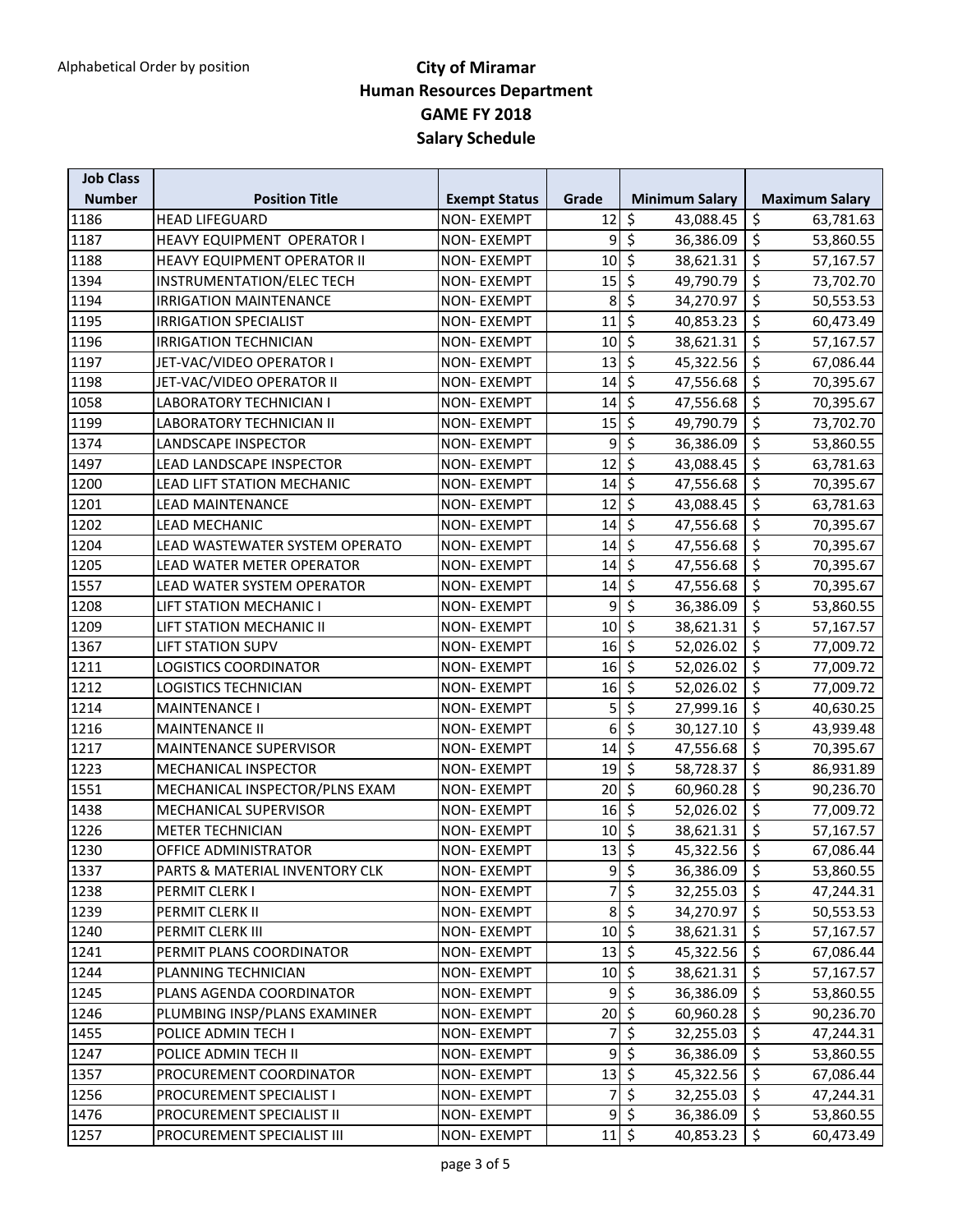Alphabetical Order by position

# City of Miramar
## Human Resources Department
## GAME FY 2018
## Salary Schedule

| Job Class Number | Position Title | Exempt Status | Grade | Minimum Salary | Maximum Salary |
|---|---|---|---|---|---|
| 1186 | HEAD LIFEGUARD | NON- EXEMPT | 12 | $ 43,088.45 | $ 63,781.63 |
| 1187 | HEAVY EQUIPMENT OPERATOR I | NON- EXEMPT | 9 | $ 36,386.09 | $ 53,860.55 |
| 1188 | HEAVY EQUIPMENT OPERATOR II | NON- EXEMPT | 10 | $ 38,621.31 | $ 57,167.57 |
| 1394 | INSTRUMENTATION/ELEC TECH | NON- EXEMPT | 15 | $ 49,790.79 | $ 73,702.70 |
| 1194 | IRRIGATION MAINTENANCE | NON- EXEMPT | 8 | $ 34,270.97 | $ 50,553.53 |
| 1195 | IRRIGATION SPECIALIST | NON- EXEMPT | 11 | $ 40,853.23 | $ 60,473.49 |
| 1196 | IRRIGATION TECHNICIAN | NON- EXEMPT | 10 | $ 38,621.31 | $ 57,167.57 |
| 1197 | JET-VAC/VIDEO OPERATOR I | NON- EXEMPT | 13 | $ 45,322.56 | $ 67,086.44 |
| 1198 | JET-VAC/VIDEO OPERATOR II | NON- EXEMPT | 14 | $ 47,556.68 | $ 70,395.67 |
| 1058 | LABORATORY TECHNICIAN I | NON- EXEMPT | 14 | $ 47,556.68 | $ 70,395.67 |
| 1199 | LABORATORY TECHNICIAN II | NON- EXEMPT | 15 | $ 49,790.79 | $ 73,702.70 |
| 1374 | LANDSCAPE INSPECTOR | NON- EXEMPT | 9 | $ 36,386.09 | $ 53,860.55 |
| 1497 | LEAD LANDSCAPE INSPECTOR | NON- EXEMPT | 12 | $ 43,088.45 | $ 63,781.63 |
| 1200 | LEAD LIFT STATION MECHANIC | NON- EXEMPT | 14 | $ 47,556.68 | $ 70,395.67 |
| 1201 | LEAD MAINTENANCE | NON- EXEMPT | 12 | $ 43,088.45 | $ 63,781.63 |
| 1202 | LEAD MECHANIC | NON- EXEMPT | 14 | $ 47,556.68 | $ 70,395.67 |
| 1204 | LEAD WASTEWATER SYSTEM OPERATO | NON- EXEMPT | 14 | $ 47,556.68 | $ 70,395.67 |
| 1205 | LEAD WATER METER OPERATOR | NON- EXEMPT | 14 | $ 47,556.68 | $ 70,395.67 |
| 1557 | LEAD WATER SYSTEM OPERATOR | NON- EXEMPT | 14 | $ 47,556.68 | $ 70,395.67 |
| 1208 | LIFT STATION MECHANIC I | NON- EXEMPT | 9 | $ 36,386.09 | $ 53,860.55 |
| 1209 | LIFT STATION MECHANIC II | NON- EXEMPT | 10 | $ 38,621.31 | $ 57,167.57 |
| 1367 | LIFT STATION SUPV | NON- EXEMPT | 16 | $ 52,026.02 | $ 77,009.72 |
| 1211 | LOGISTICS COORDINATOR | NON- EXEMPT | 16 | $ 52,026.02 | $ 77,009.72 |
| 1212 | LOGISTICS TECHNICIAN | NON- EXEMPT | 16 | $ 52,026.02 | $ 77,009.72 |
| 1214 | MAINTENANCE I | NON- EXEMPT | 5 | $ 27,999.16 | $ 40,630.25 |
| 1216 | MAINTENANCE II | NON- EXEMPT | 6 | $ 30,127.10 | $ 43,939.48 |
| 1217 | MAINTENANCE SUPERVISOR | NON- EXEMPT | 14 | $ 47,556.68 | $ 70,395.67 |
| 1223 | MECHANICAL INSPECTOR | NON- EXEMPT | 19 | $ 58,728.37 | $ 86,931.89 |
| 1551 | MECHANICAL INSPECTOR/PLNS EXAM | NON- EXEMPT | 20 | $ 60,960.28 | $ 90,236.70 |
| 1438 | MECHANICAL SUPERVISOR | NON- EXEMPT | 16 | $ 52,026.02 | $ 77,009.72 |
| 1226 | METER TECHNICIAN | NON- EXEMPT | 10 | $ 38,621.31 | $ 57,167.57 |
| 1230 | OFFICE ADMINISTRATOR | NON- EXEMPT | 13 | $ 45,322.56 | $ 67,086.44 |
| 1337 | PARTS & MATERIAL INVENTORY CLK | NON- EXEMPT | 9 | $ 36,386.09 | $ 53,860.55 |
| 1238 | PERMIT CLERK I | NON- EXEMPT | 7 | $ 32,255.03 | $ 47,244.31 |
| 1239 | PERMIT CLERK II | NON- EXEMPT | 8 | $ 34,270.97 | $ 50,553.53 |
| 1240 | PERMIT CLERK III | NON- EXEMPT | 10 | $ 38,621.31 | $ 57,167.57 |
| 1241 | PERMIT PLANS COORDINATOR | NON- EXEMPT | 13 | $ 45,322.56 | $ 67,086.44 |
| 1244 | PLANNING TECHNICIAN | NON- EXEMPT | 10 | $ 38,621.31 | $ 57,167.57 |
| 1245 | PLANS AGENDA COORDINATOR | NON- EXEMPT | 9 | $ 36,386.09 | $ 53,860.55 |
| 1246 | PLUMBING INSP/PLANS EXAMINER | NON- EXEMPT | 20 | $ 60,960.28 | $ 90,236.70 |
| 1455 | POLICE ADMIN TECH I | NON- EXEMPT | 7 | $ 32,255.03 | $ 47,244.31 |
| 1247 | POLICE ADMIN TECH II | NON- EXEMPT | 9 | $ 36,386.09 | $ 53,860.55 |
| 1357 | PROCUREMENT COORDINATOR | NON- EXEMPT | 13 | $ 45,322.56 | $ 67,086.44 |
| 1256 | PROCUREMENT SPECIALIST I | NON- EXEMPT | 7 | $ 32,255.03 | $ 47,244.31 |
| 1476 | PROCUREMENT SPECIALIST II | NON- EXEMPT | 9 | $ 36,386.09 | $ 53,860.55 |
| 1257 | PROCUREMENT SPECIALIST III | NON- EXEMPT | 11 | $ 40,853.23 | $ 60,473.49 |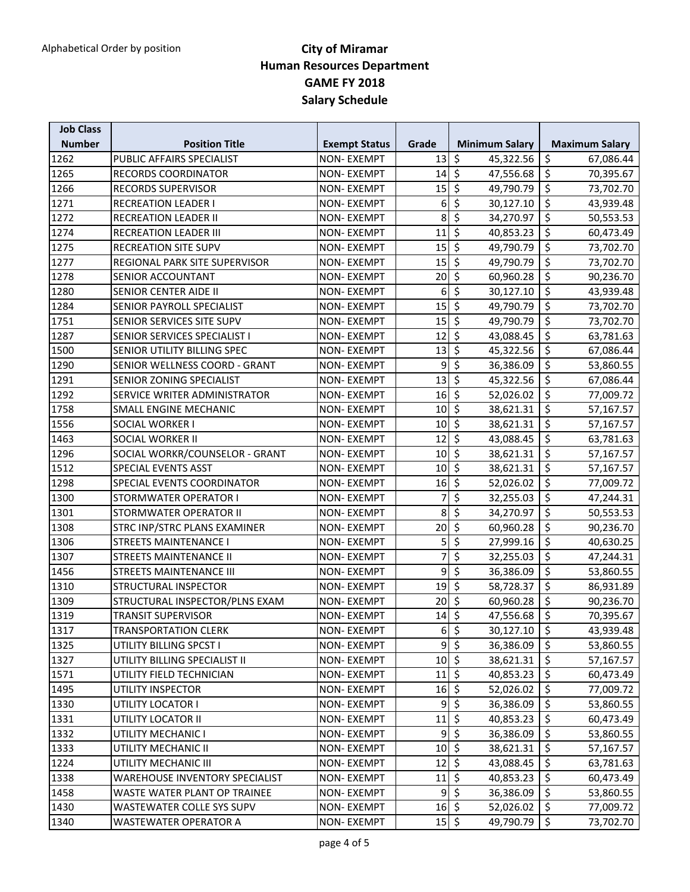Alphabetical Order by position

# City of Miramar
## Human Resources Department
## GAME FY 2018
## Salary Schedule

| Job Class Number | Position Title | Exempt Status | Grade | Minimum Salary | Maximum Salary |
|---|---|---|---|---|---|
| 1262 | PUBLIC AFFAIRS SPECIALIST | NON- EXEMPT | 13 | $ 45,322.56 | $ 67,086.44 |
| 1265 | RECORDS COORDINATOR | NON- EXEMPT | 14 | $ 47,556.68 | $ 70,395.67 |
| 1266 | RECORDS SUPERVISOR | NON- EXEMPT | 15 | $ 49,790.79 | $ 73,702.70 |
| 1271 | RECREATION LEADER I | NON- EXEMPT | 6 | $ 30,127.10 | $ 43,939.48 |
| 1272 | RECREATION LEADER II | NON- EXEMPT | 8 | $ 34,270.97 | $ 50,553.53 |
| 1274 | RECREATION LEADER III | NON- EXEMPT | 11 | $ 40,853.23 | $ 60,473.49 |
| 1275 | RECREATION SITE SUPV | NON- EXEMPT | 15 | $ 49,790.79 | $ 73,702.70 |
| 1277 | REGIONAL PARK SITE SUPERVISOR | NON- EXEMPT | 15 | $ 49,790.79 | $ 73,702.70 |
| 1278 | SENIOR ACCOUNTANT | NON- EXEMPT | 20 | $ 60,960.28 | $ 90,236.70 |
| 1280 | SENIOR CENTER AIDE II | NON- EXEMPT | 6 | $ 30,127.10 | $ 43,939.48 |
| 1284 | SENIOR PAYROLL SPECIALIST | NON- EXEMPT | 15 | $ 49,790.79 | $ 73,702.70 |
| 1751 | SENIOR SERVICES SITE SUPV | NON- EXEMPT | 15 | $ 49,790.79 | $ 73,702.70 |
| 1287 | SENIOR SERVICES SPECIALIST I | NON- EXEMPT | 12 | $ 43,088.45 | $ 63,781.63 |
| 1500 | SENIOR UTILITY BILLING SPEC | NON- EXEMPT | 13 | $ 45,322.56 | $ 67,086.44 |
| 1290 | SENIOR WELLNESS COORD - GRANT | NON- EXEMPT | 9 | $ 36,386.09 | $ 53,860.55 |
| 1291 | SENIOR ZONING SPECIALIST | NON- EXEMPT | 13 | $ 45,322.56 | $ 67,086.44 |
| 1292 | SERVICE WRITER ADMINISTRATOR | NON- EXEMPT | 16 | $ 52,026.02 | $ 77,009.72 |
| 1758 | SMALL ENGINE MECHANIC | NON- EXEMPT | 10 | $ 38,621.31 | $ 57,167.57 |
| 1556 | SOCIAL WORKER I | NON- EXEMPT | 10 | $ 38,621.31 | $ 57,167.57 |
| 1463 | SOCIAL WORKER II | NON- EXEMPT | 12 | $ 43,088.45 | $ 63,781.63 |
| 1296 | SOCIAL WORKR/COUNSELOR - GRANT | NON- EXEMPT | 10 | $ 38,621.31 | $ 57,167.57 |
| 1512 | SPECIAL EVENTS ASST | NON- EXEMPT | 10 | $ 38,621.31 | $ 57,167.57 |
| 1298 | SPECIAL EVENTS COORDINATOR | NON- EXEMPT | 16 | $ 52,026.02 | $ 77,009.72 |
| 1300 | STORMWATER OPERATOR I | NON- EXEMPT | 7 | $ 32,255.03 | $ 47,244.31 |
| 1301 | STORMWATER OPERATOR II | NON- EXEMPT | 8 | $ 34,270.97 | $ 50,553.53 |
| 1308 | STRC INP/STRC PLANS EXAMINER | NON- EXEMPT | 20 | $ 60,960.28 | $ 90,236.70 |
| 1306 | STREETS MAINTENANCE I | NON- EXEMPT | 5 | $ 27,999.16 | $ 40,630.25 |
| 1307 | STREETS MAINTENANCE II | NON- EXEMPT | 7 | $ 32,255.03 | $ 47,244.31 |
| 1456 | STREETS MAINTENANCE III | NON- EXEMPT | 9 | $ 36,386.09 | $ 53,860.55 |
| 1310 | STRUCTURAL INSPECTOR | NON- EXEMPT | 19 | $ 58,728.37 | $ 86,931.89 |
| 1309 | STRUCTURAL INSPECTOR/PLNS EXAM | NON- EXEMPT | 20 | $ 60,960.28 | $ 90,236.70 |
| 1319 | TRANSIT SUPERVISOR | NON- EXEMPT | 14 | $ 47,556.68 | $ 70,395.67 |
| 1317 | TRANSPORTATION CLERK | NON- EXEMPT | 6 | $ 30,127.10 | $ 43,939.48 |
| 1325 | UTILITY BILLING SPCST I | NON- EXEMPT | 9 | $ 36,386.09 | $ 53,860.55 |
| 1327 | UTILITY BILLING SPECIALIST II | NON- EXEMPT | 10 | $ 38,621.31 | $ 57,167.57 |
| 1571 | UTILITY FIELD TECHNICIAN | NON- EXEMPT | 11 | $ 40,853.23 | $ 60,473.49 |
| 1495 | UTILITY INSPECTOR | NON- EXEMPT | 16 | $ 52,026.02 | $ 77,009.72 |
| 1330 | UTILITY LOCATOR I | NON- EXEMPT | 9 | $ 36,386.09 | $ 53,860.55 |
| 1331 | UTILITY LOCATOR II | NON- EXEMPT | 11 | $ 40,853.23 | $ 60,473.49 |
| 1332 | UTILITY MECHANIC I | NON- EXEMPT | 9 | $ 36,386.09 | $ 53,860.55 |
| 1333 | UTILITY MECHANIC II | NON- EXEMPT | 10 | $ 38,621.31 | $ 57,167.57 |
| 1224 | UTILITY MECHANIC III | NON- EXEMPT | 12 | $ 43,088.45 | $ 63,781.63 |
| 1338 | WAREHOUSE INVENTORY SPECIALIST | NON- EXEMPT | 11 | $ 40,853.23 | $ 60,473.49 |
| 1458 | WASTE WATER PLANT OP TRAINEE | NON- EXEMPT | 9 | $ 36,386.09 | $ 53,860.55 |
| 1430 | WASTEWATER COLLE SYS SUPV | NON- EXEMPT | 16 | $ 52,026.02 | $ 77,009.72 |
| 1340 | WASTEWATER OPERATOR A | NON- EXEMPT | 15 | $ 49,790.79 | $ 73,702.70 |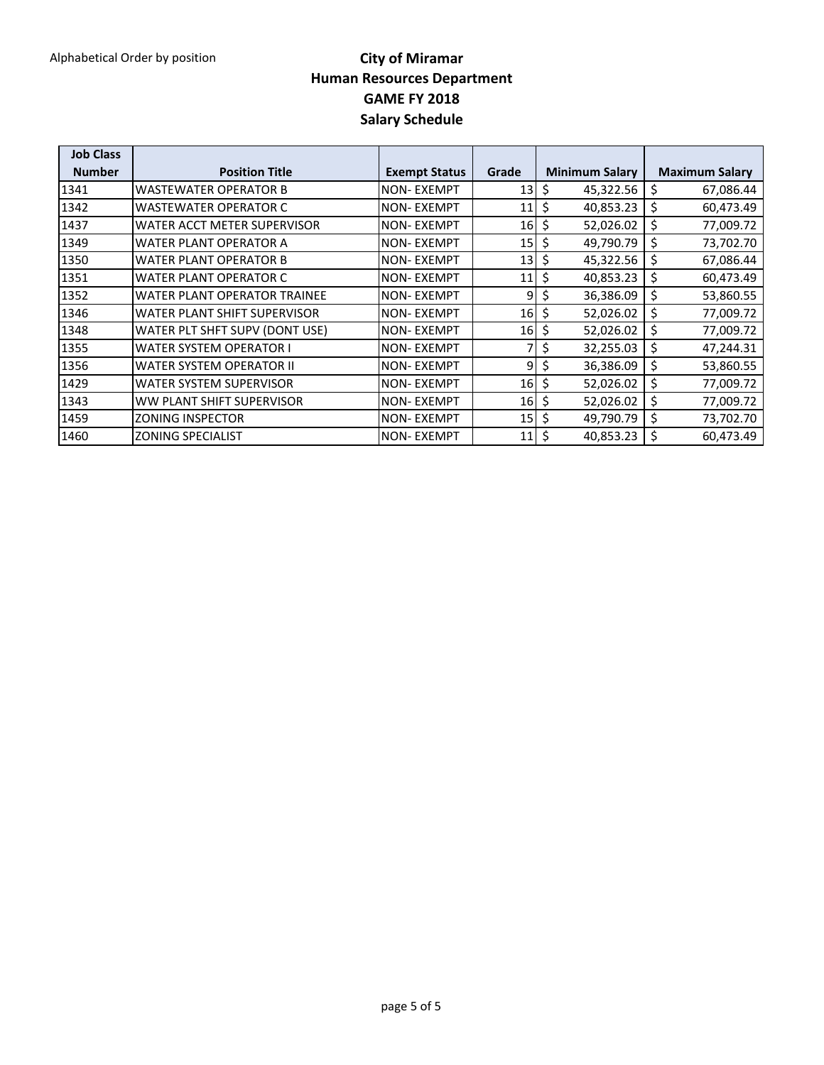Alphabetical Order by position

**City of Miramar**
**Human Resources Department**
**GAME FY 2018**
**Salary Schedule**

| Job Class Number | Position Title | Exempt Status | Grade | Minimum Salary | Maximum Salary |
|---|---|---|---|---|---|
| 1341 | WASTEWATER OPERATOR B | NON- EXEMPT | 13 | $ 45,322.56 | $ 67,086.44 |
| 1342 | WASTEWATER OPERATOR C | NON- EXEMPT | 11 | $ 40,853.23 | $ 60,473.49 |
| 1437 | WATER ACCT METER SUPERVISOR | NON- EXEMPT | 16 | $ 52,026.02 | $ 77,009.72 |
| 1349 | WATER PLANT OPERATOR A | NON- EXEMPT | 15 | $ 49,790.79 | $ 73,702.70 |
| 1350 | WATER PLANT OPERATOR B | NON- EXEMPT | 13 | $ 45,322.56 | $ 67,086.44 |
| 1351 | WATER PLANT OPERATOR C | NON- EXEMPT | 11 | $ 40,853.23 | $ 60,473.49 |
| 1352 | WATER PLANT OPERATOR TRAINEE | NON- EXEMPT | 9 | $ 36,386.09 | $ 53,860.55 |
| 1346 | WATER PLANT SHIFT SUPERVISOR | NON- EXEMPT | 16 | $ 52,026.02 | $ 77,009.72 |
| 1348 | WATER PLT SHFT SUPV (DONT USE) | NON- EXEMPT | 16 | $ 52,026.02 | $ 77,009.72 |
| 1355 | WATER SYSTEM OPERATOR I | NON- EXEMPT | 7 | $ 32,255.03 | $ 47,244.31 |
| 1356 | WATER SYSTEM OPERATOR II | NON- EXEMPT | 9 | $ 36,386.09 | $ 53,860.55 |
| 1429 | WATER SYSTEM SUPERVISOR | NON- EXEMPT | 16 | $ 52,026.02 | $ 77,009.72 |
| 1343 | WW PLANT SHIFT SUPERVISOR | NON- EXEMPT | 16 | $ 52,026.02 | $ 77,009.72 |
| 1459 | ZONING INSPECTOR | NON- EXEMPT | 15 | $ 49,790.79 | $ 73,702.70 |
| 1460 | ZONING SPECIALIST | NON- EXEMPT | 11 | $ 40,853.23 | $ 60,473.49 |